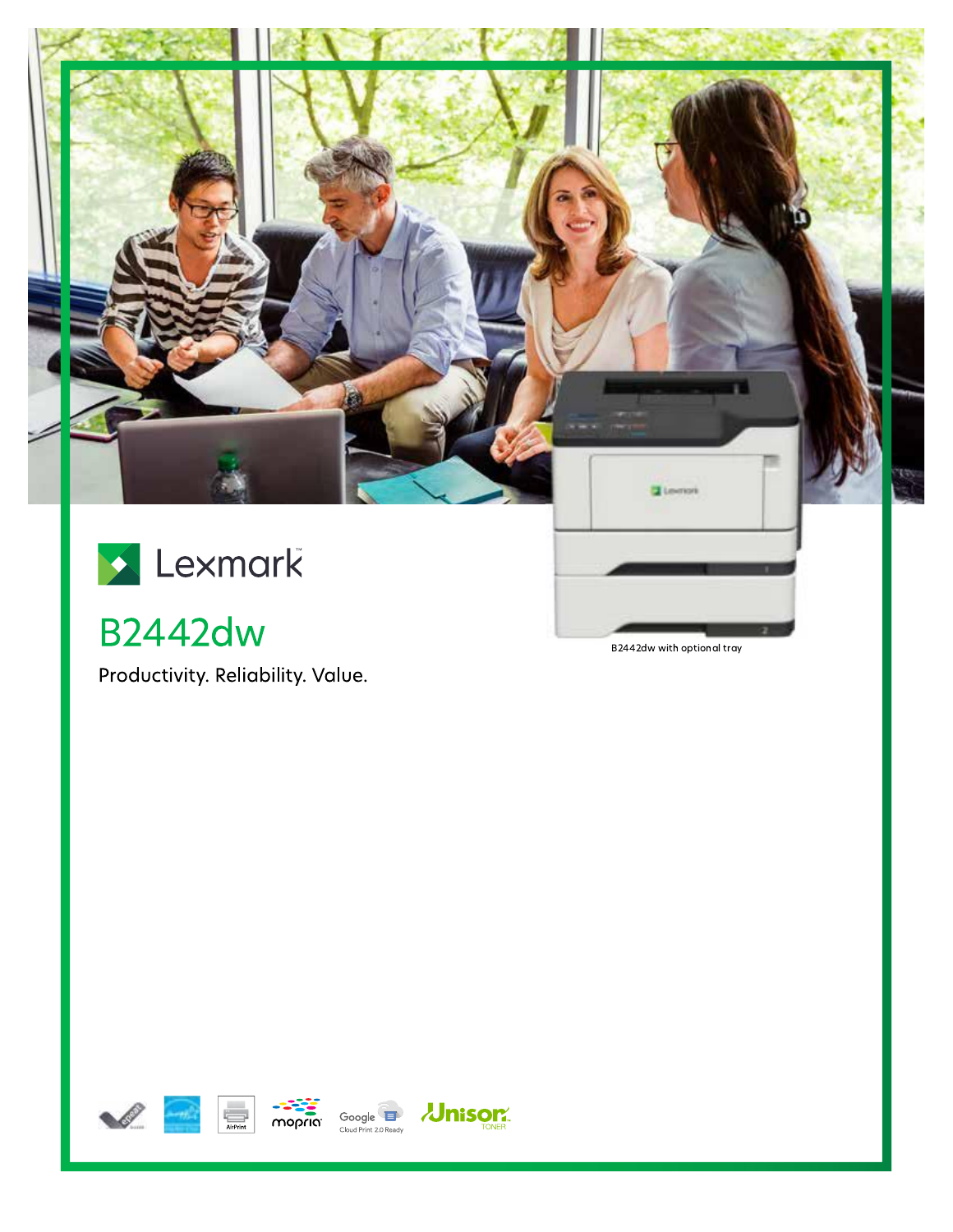Lexmark

# B2442dw

Productivity. Reliability. Value.

B2442dw with optional tray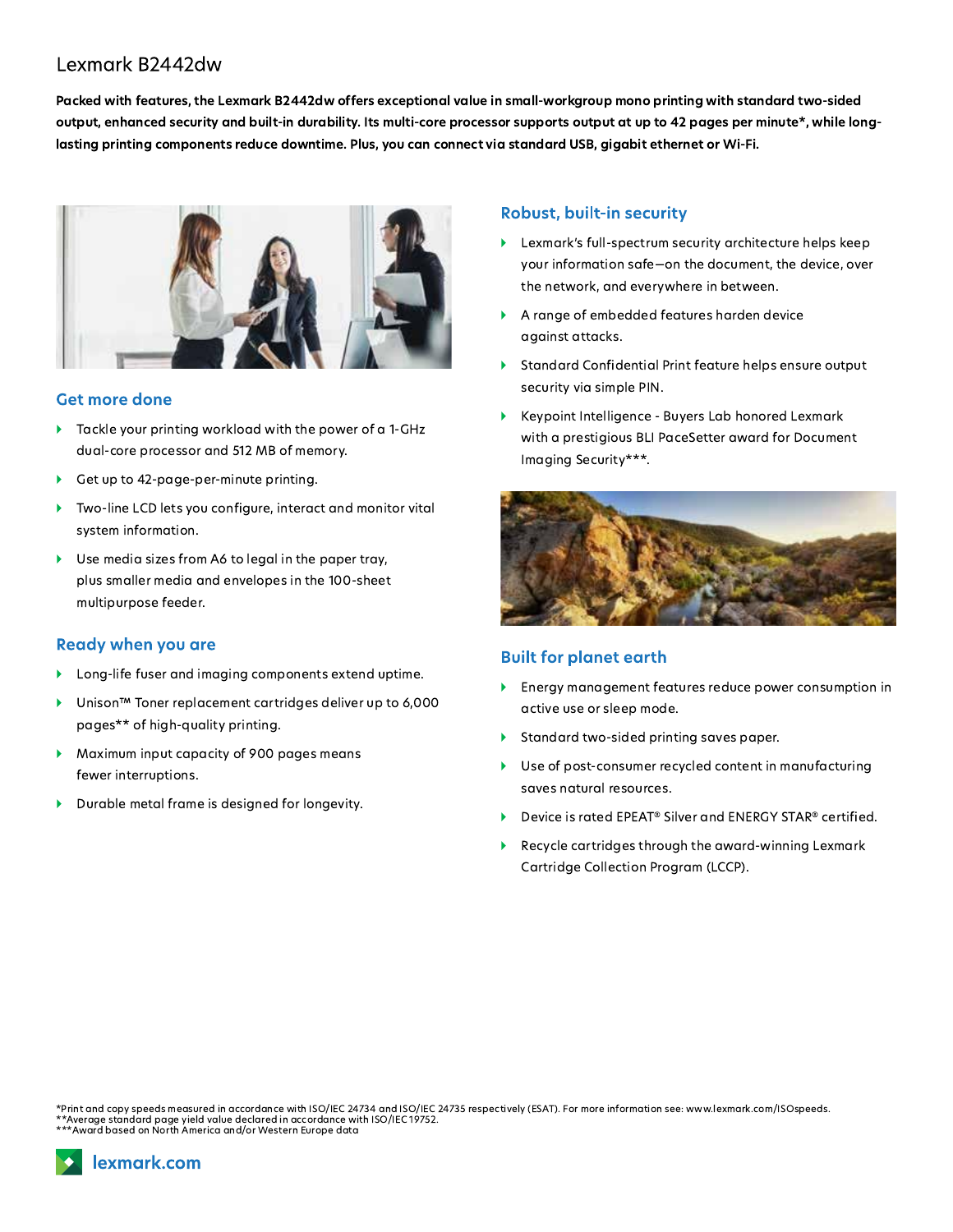# Lexmark B2442dw

**Packed with features, the Lexmark B2442dw offers exceptional value in small-workgroup mono printing with standard two-sided output, enhanced security and built-in durability. Its multi-core processor supports output at up to 42 pages per minute*, while long-lasting printing components reduce downtime. Plus, you can connect via standard USB, gigabit ethernet or Wi-Fi.**

## Get more done

- Tackle your printing workload with the power of a 1-GHz dual-core processor and 512 MB of memory.
- Get up to 42-page-per-minute printing.
- Two-line LCD lets you configure, interact and monitor vital system information.
- Use media sizes from A6 to legal in the paper tray, plus smaller media and envelopes in the 100-sheet multipurpose feeder.

## Ready when you are

- Long-life fuser and imaging components extend uptime.
- Unison™ Toner replacement cartridges deliver up to 6,000 pages** of high-quality printing.
- Maximum input capacity of 900 pages means fewer interruptions.
- Durable metal frame is designed for longevity.

## Robust, built-in security

- Lexmark's full-spectrum security architecture helps keep your information safe—on the document, the device, over the network, and everywhere in between.
- A range of embedded features harden device against attacks.
- Standard Confidential Print feature helps ensure output security via simple PIN.
- Keypoint Intelligence - Buyers Lab honored Lexmark with a prestigious BLI PaceSetter award for Document Imaging Security***.

## Built for planet earth

- Energy management features reduce power consumption in active use or sleep mode.
- Standard two-sided printing saves paper.
- Use of post-consumer recycled content in manufacturing saves natural resources.
- Device is rated EPEAT® Silver and ENERGY STAR® certified.
- Recycle cartridges through the award-winning Lexmark Cartridge Collection Program (LCCP).

*Print and copy speeds measured in accordance with ISO/IEC 24734 and ISO/IEC 24735 respectively (ESAT). For more information see: www.lexmark.com/ISOspeeds.
**Average standard page yield value declared in accordance with ISO/IEC 19752.
***Award based on North America and/or Western Europe data

lexmark.com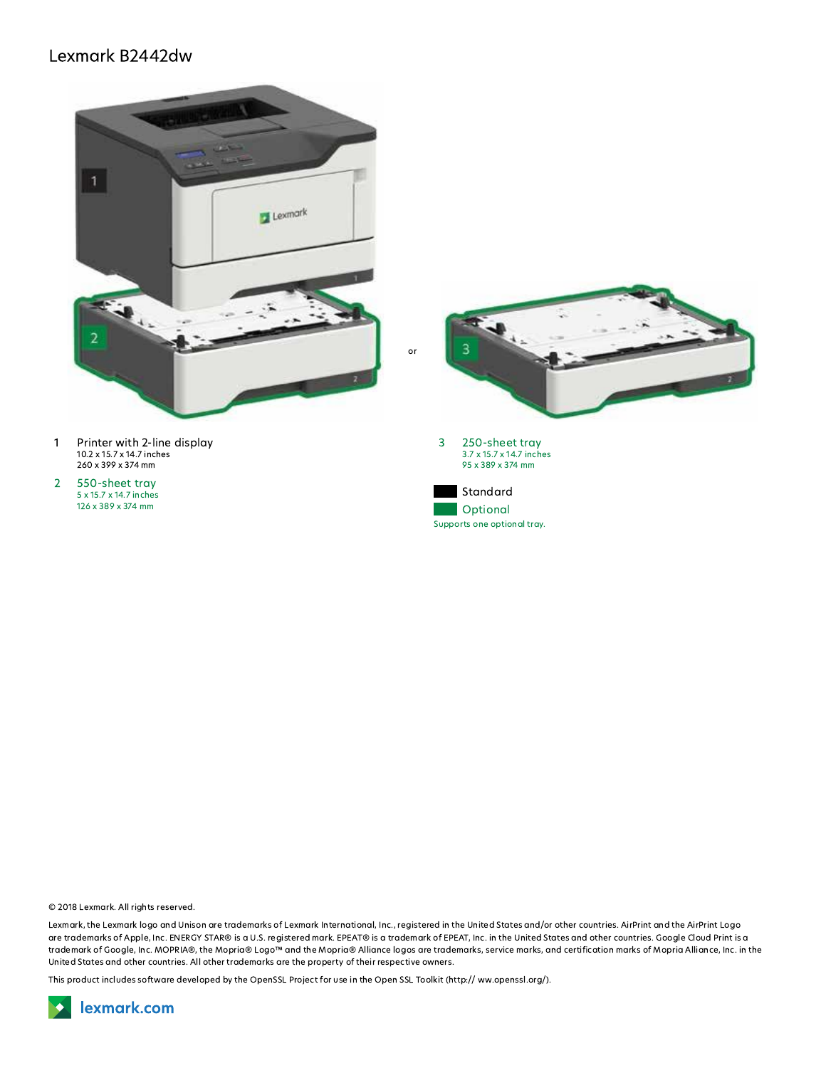# Lexmark B2442dw

1 Printer with 2-line display
10.2 x 15.7 x 14.7 inches
260 x 399 x 374 mm

2 550-sheet tray
5 x 15.7 x 14.7 inches
126 x 389 x 374 mm

or

3 250-sheet tray
3.7 x 15.7 x 14.7 inches
95 x 389 x 374 mm

Standard

Optional

Supports one optional tray.

© 2018 Lexmark. All rights reserved.

Lexmark, the Lexmark logo and Unison are trademarks of Lexmark International, Inc., registered in the United States and/or other countries. AirPrint and the AirPrint Logo are trademarks of Apple, Inc. ENERGY STAR® is a U.S. registered mark. EPEAT® is a trademark of EPEAT, Inc. in the United States and other countries. Google Cloud Print is a trademark of Google, Inc. MOPRIA®, the Mopria® Logo™ and the Mopria® Alliance logos are trademarks, service marks, and certification marks of Mopria Alliance, Inc. in the United States and other countries. All other trademarks are the property of their respective owners.

This product includes software developed by the OpenSSL Project for use in the Open SSL Toolkit (http:// ww.openssl.org/).

lexmark.com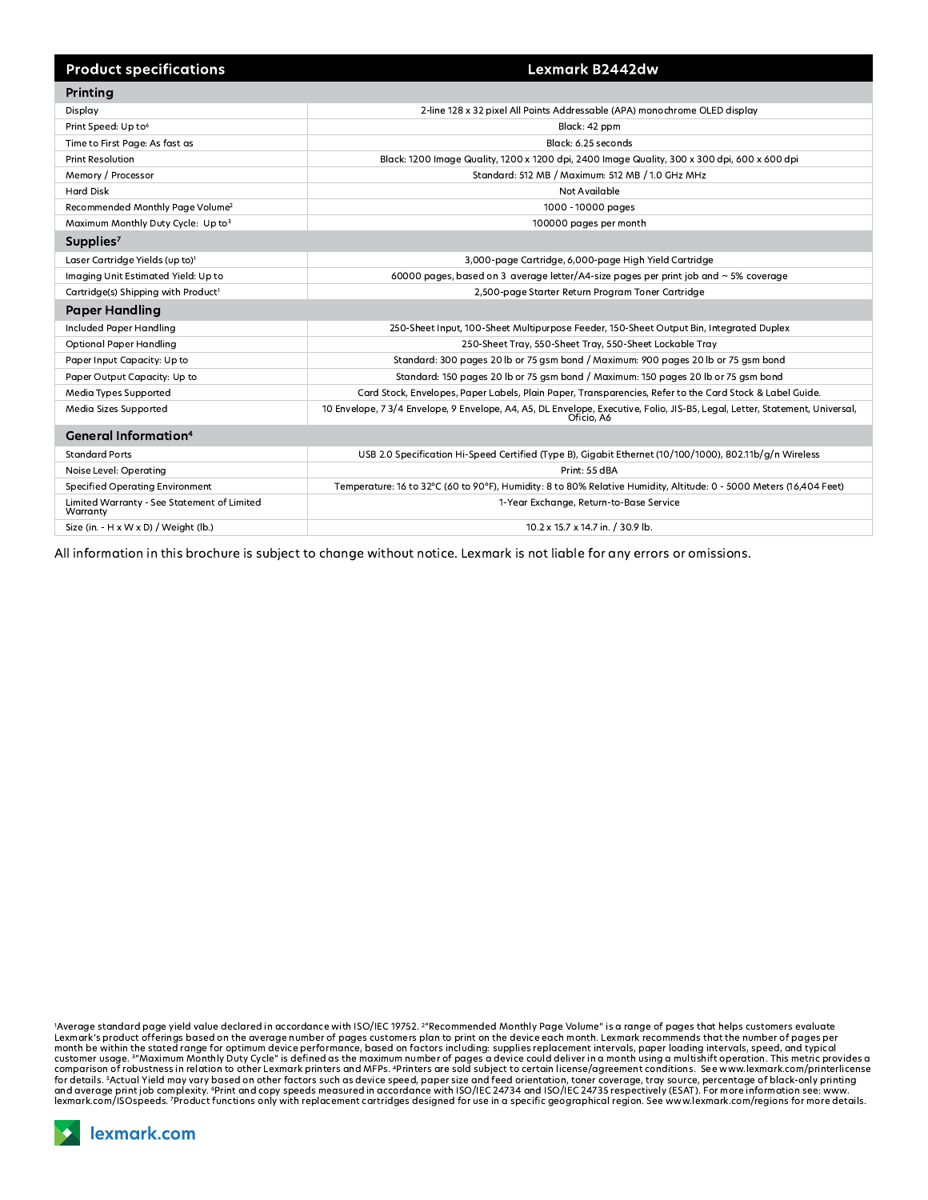| Product specifications | Lexmark B2442dw |
|---|---|
| **Printing** | |
| Display | 2-line 128 x 32 pixel All Points Addressable (APA) monochrome OLED display |
| Print Speed: Up to[6] | Black: 42 ppm |
| Time to First Page: As fast as | Black: 6.25 seconds |
| Print Resolution | Black: 1200 Image Quality, 1200 x 1200 dpi, 2400 Image Quality, 300 x 300 dpi, 600 x 600 dpi |
| Memory / Processor | Standard: 512 MB / Maximum: 512 MB / 1.0 GHz MHz |
| Hard Disk | Not Available |
| Recommended Monthly Page Volume[2] | 1000 - 10000 pages |
| Maximum Monthly Duty Cycle: Up to[3] | 100000 pages per month |
| **Supplies[7]** | |
| Laser Cartridge Yields (up to)[1] | 3,000-page Cartridge, 6,000-page High Yield Cartridge |
| Imaging Unit Estimated Yield: Up to | 60000 pages, based on 3 average letter/A4-size pages per print job and ~ 5% coverage |
| Cartridge(s) Shipping with Product[1] | 2,500-page Starter Return Program Toner Cartridge |
| **Paper Handling** | |
| Included Paper Handling | 250-Sheet Input, 100-Sheet Multipurpose Feeder, 150-Sheet Output Bin, Integrated Duplex |
| Optional Paper Handling | 250-Sheet Tray, 550-Sheet Tray, 550-Sheet Lockable Tray |
| Paper Input Capacity: Up to | Standard: 300 pages 20 lb or 75 gsm bond / Maximum: 900 pages 20 lb or 75 gsm bond |
| Paper Output Capacity: Up to | Standard: 150 pages 20 lb or 75 gsm bond / Maximum: 150 pages 20 lb or 75 gsm bond |
| Media Types Supported | Card Stock, Envelopes, Paper Labels, Plain Paper, Transparencies, Refer to the Card Stock & Label Guide. |
| Media Sizes Supported | 10 Envelope, 7 3/4 Envelope, 9 Envelope, A4, A5, DL Envelope, Executive, Folio, JIS-B5, Legal, Letter, Statement, Universal, Oficio, A6 |
| **General Information[4]** | |
| Standard Ports | USB 2.0 Specification Hi-Speed Certified (Type B), Gigabit Ethernet (10/100/1000), 802.11b/g/n Wireless |
| Noise Level: Operating | Print: 55 dBA |
| Specified Operating Environment | Temperature: 16 to 32°C (60 to 90°F), Humidity: 8 to 80% Relative Humidity, Altitude: 0 - 5000 Meters (16,404 Feet) |
| Limited Warranty - See Statement of Limited Warranty | 1-Year Exchange, Return-to-Base Service |
| Size (in. - H x W x D) / Weight (lb.) | 10.2 x 15.7 x 14.7 in. / 30.9 lb. |

All information in this brochure is subject to change without notice. Lexmark is not liable for any errors or omissions.

[1]Average standard page yield value declared in accordance with ISO/IEC 19752. [2]"Recommended Monthly Page Volume" is a range of pages that helps customers evaluate Lexmark's product offerings based on the average number of pages customers plan to print on the device each month. Lexmark recommends that the number of pages per month be within the stated range for optimum device performance, based on factors including: supplies replacement intervals, paper loading intervals, speed, and typical customer usage. [3]"Maximum Monthly Duty Cycle" is defined as the maximum number of pages a device could deliver in a month using a multishift operation. This metric provides a comparison of robustness in relation to other Lexmark printers and MFPs. [4]Printers are sold subject to certain license/agreement conditions. See www.lexmark.com/printerlicense for details. [5]Actual Yield may vary based on other factors such as device speed, paper size and feed orientation, toner coverage, tray source, percentage of black-only printing and average print job complexity. [6]Print and copy speeds measured in accordance with ISO/IEC 24734 and ISO/IEC 24735 respectively (ESAT). For more information see: www.lexmark.com/ISOspeeds. [7]Product functions only with replacement cartridges designed for use in a specific geographical region. See www.lexmark.com/regions for more details.

lexmark.com